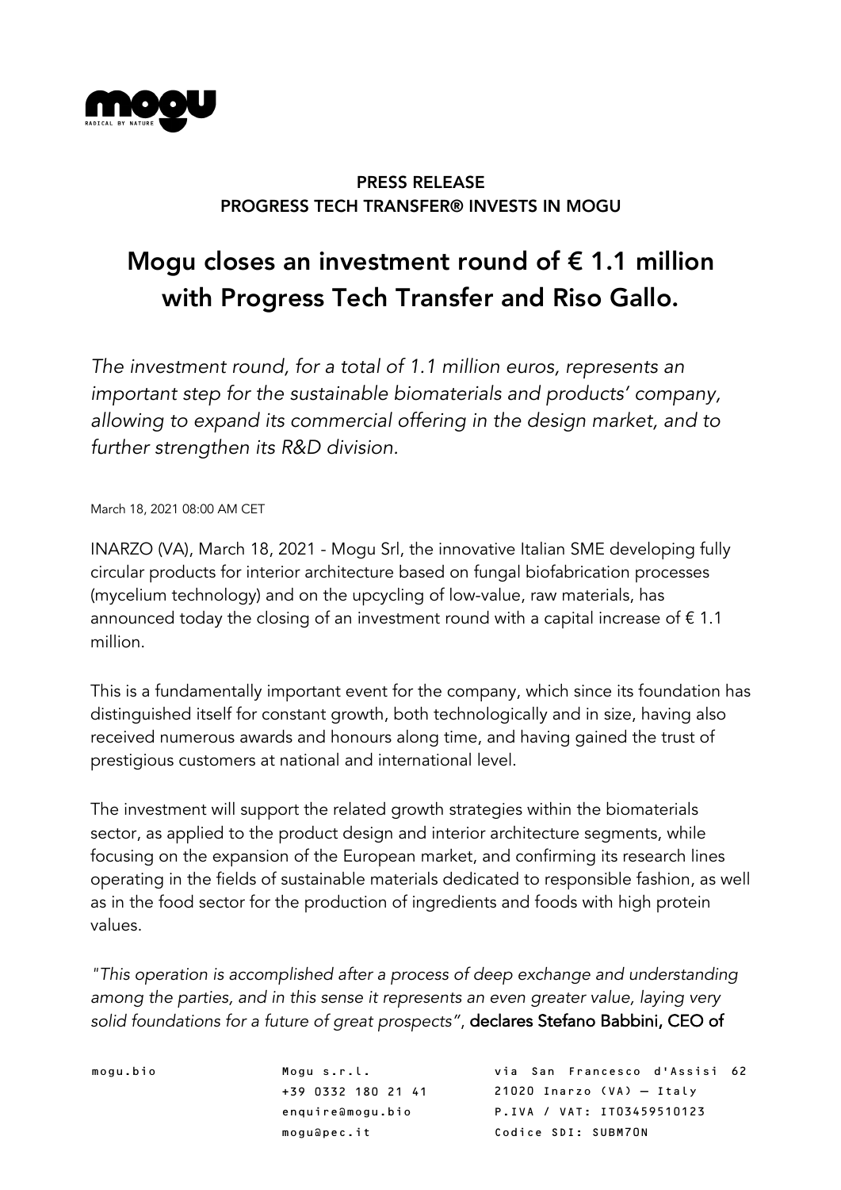**PRESS RELEASE**
**PROGRESS TECH TRANSFER® INVESTS IN MOGU**

# Mogu closes an investment round of € 1.1 million with Progress Tech Transfer and Riso Gallo.

*The investment round, for a total of 1.1 million euros, represents an important step for the sustainable biomaterials and products' company, allowing to expand its commercial offering in the design market, and to further strengthen its R&D division.*

March 18, 2021 08:00 AM CET

INARZO (VA), March 18, 2021 - Mogu Srl, the innovative Italian SME developing fully circular products for interior architecture based on fungal biofabrication processes (mycelium technology) and on the upcycling of low-value, raw materials, has announced today the closing of an investment round with a capital increase of € 1.1 million.

This is a fundamentally important event for the company, which since its foundation has distinguished itself for constant growth, both technologically and in size, having also received numerous awards and honours along time, and having gained the trust of prestigious customers at national and international level.

The investment will support the related growth strategies within the biomaterials sector, as applied to the product design and interior architecture segments, while focusing on the expansion of the European market, and confirming its research lines operating in the fields of sustainable materials dedicated to responsible fashion, as well as in the food sector for the production of ingredients and foods with high protein values.

*"This operation is accomplished after a process of deep exchange and understanding among the parties, and in this sense it represents an even greater value, laying very solid foundations for a future of great prospects"*, **declares Stefano Babbini, CEO of**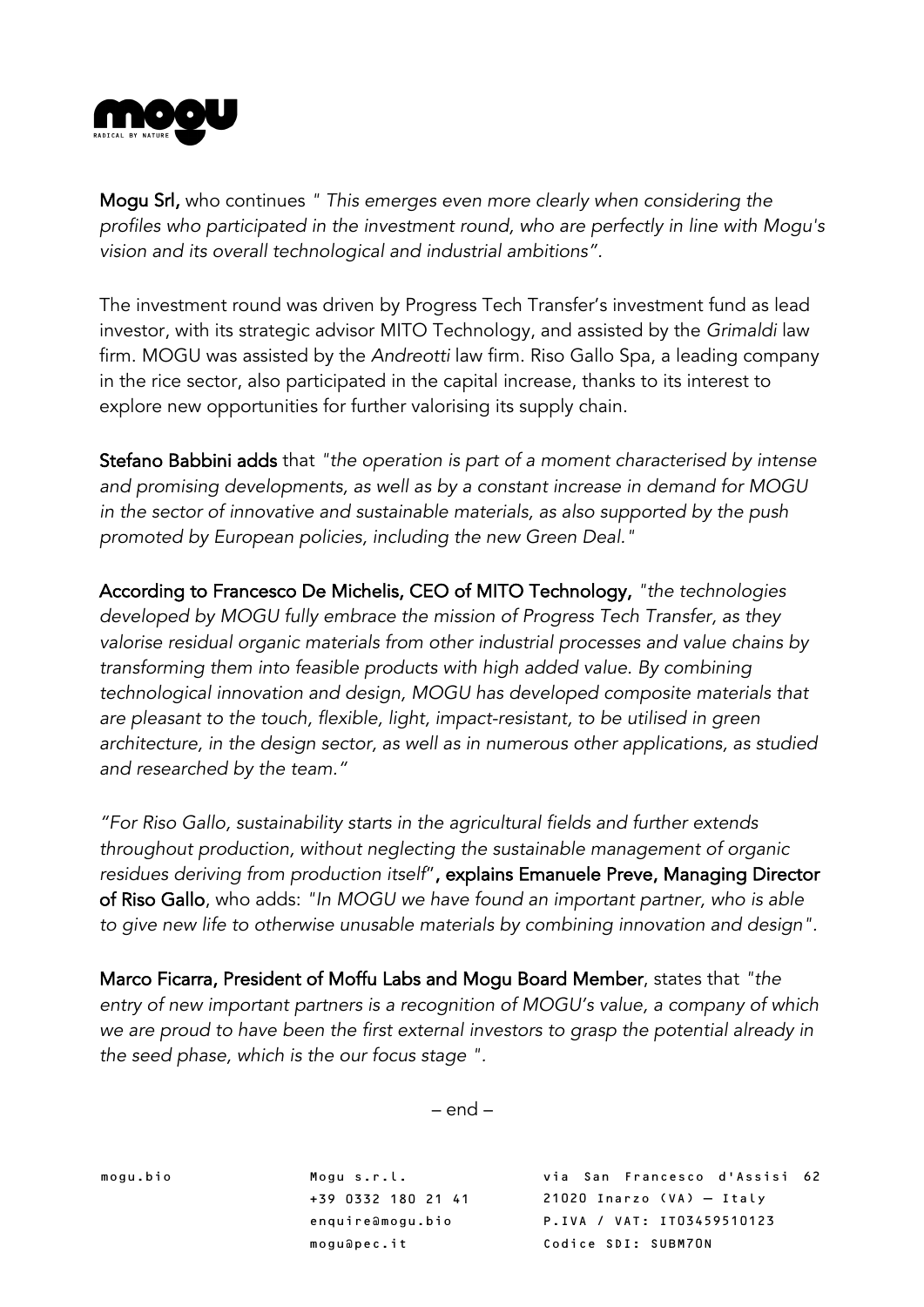**Mogu Srl,** who continues *" This emerges even more clearly when considering the profiles who participated in the investment round, who are perfectly in line with Mogu's vision and its overall technological and industrial ambitions".*

The investment round was driven by Progress Tech Transfer's investment fund as lead investor, with its strategic advisor MITO Technology, and assisted by the *Grimaldi* law firm. MOGU was assisted by the *Andreotti* law firm. Riso Gallo Spa, a leading company in the rice sector, also participated in the capital increase, thanks to its interest to explore new opportunities for further valorising its supply chain.

**Stefano Babbini adds** that *"the operation is part of a moment characterised by intense and promising developments, as well as by a constant increase in demand for MOGU in the sector of innovative and sustainable materials, as also supported by the push promoted by European policies, including the new Green Deal."*

**According to Francesco De Michelis, CEO of MITO Technology,** *"the technologies developed by MOGU fully embrace the mission of Progress Tech Transfer, as they valorise residual organic materials from other industrial processes and value chains by transforming them into feasible products with high added value. By combining technological innovation and design, MOGU has developed composite materials that are pleasant to the touch, flexible, light, impact-resistant, to be utilised in green architecture, in the design sector, as well as in numerous other applications, as studied and researched by the team."*

*"For Riso Gallo, sustainability starts in the agricultural fields and further extends throughout production, without neglecting the sustainable management of organic residues deriving from production itself"*, **explains Emanuele Preve, Managing Director of Riso Gallo**, who adds: *"In MOGU we have found an important partner, who is able to give new life to otherwise unusable materials by combining innovation and design".*

**Marco Ficarra, President of Moffu Labs and Mogu Board Member**, states that *"the entry of new important partners is a recognition of MOGU's value, a company of which we are proud to have been the first external investors to grasp the potential already in the seed phase, which is the our focus stage ".*

– end –

mogu.bio

Mogu s.r.l.
+39 0332 180 21 41
enquire@mogu.bio
mogu@pec.it

via San Francesco d'Assisi 62
21020 Inarzo (VA) – Italy
P.IVA / VAT: IT03459510123
Codice SDI: SUBM70N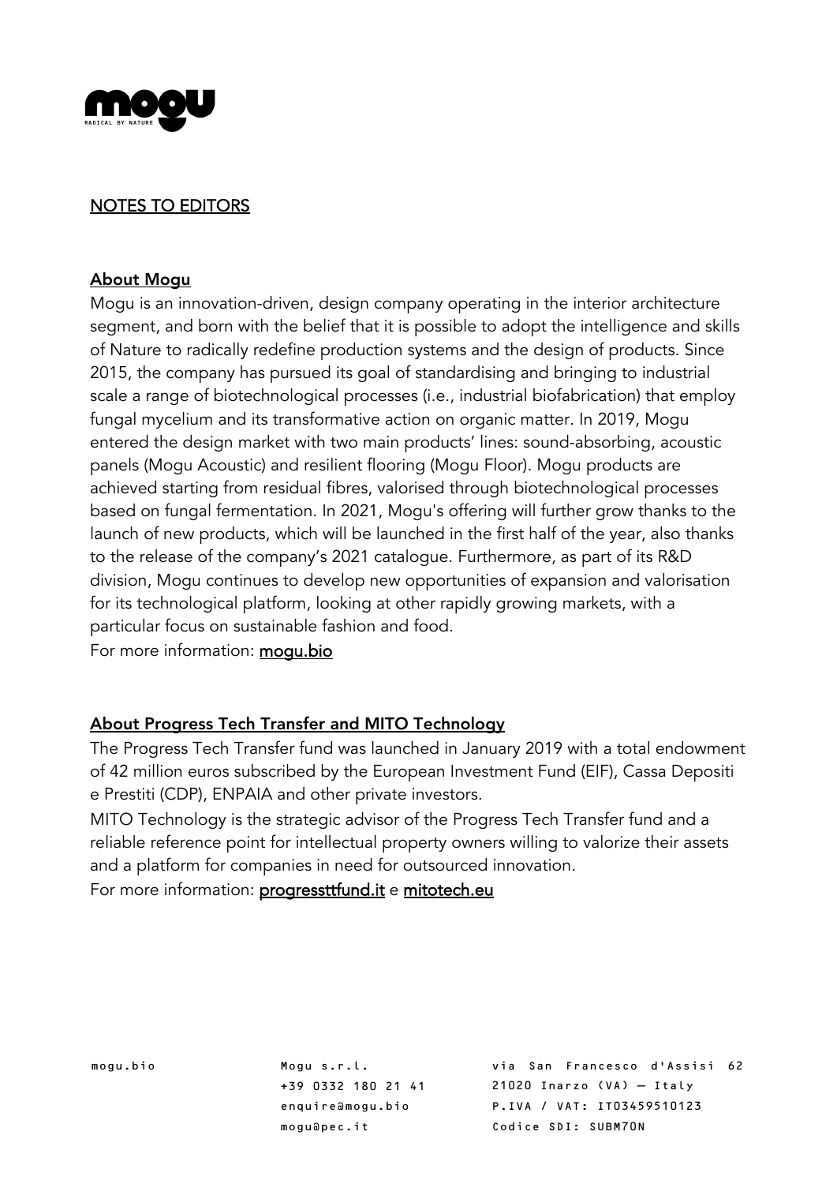## NOTES TO EDITORS

### About Mogu

Mogu is an innovation-driven, design company operating in the interior architecture segment, and born with the belief that it is possible to adopt the intelligence and skills of Nature to radically redefine production systems and the design of products. Since 2015, the company has pursued its goal of standardising and bringing to industrial scale a range of biotechnological processes (i.e., industrial biofabrication) that employ fungal mycelium and its transformative action on organic matter. In 2019, Mogu entered the design market with two main products' lines: sound-absorbing, acoustic panels (Mogu Acoustic) and resilient flooring (Mogu Floor). Mogu products are achieved starting from residual fibres, valorised through biotechnological processes based on fungal fermentation. In 2021, Mogu's offering will further grow thanks to the launch of new products, which will be launched in the first half of the year, also thanks to the release of the company's 2021 catalogue. Furthermore, as part of its R&D division, Mogu continues to develop new opportunities of expansion and valorisation for its technological platform, looking at other rapidly growing markets, with a particular focus on sustainable fashion and food.

For more information: mogu.bio

### About Progress Tech Transfer and MITO Technology

The Progress Tech Transfer fund was launched in January 2019 with a total endowment of 42 million euros subscribed by the European Investment Fund (EIF), Cassa Depositi e Prestiti (CDP), ENPAIA and other private investors.

MITO Technology is the strategic advisor of the Progress Tech Transfer fund and a reliable reference point for intellectual property owners willing to valorize their assets and a platform for companies in need for outsourced innovation.

For more information: progressttfund.it e mitotech.eu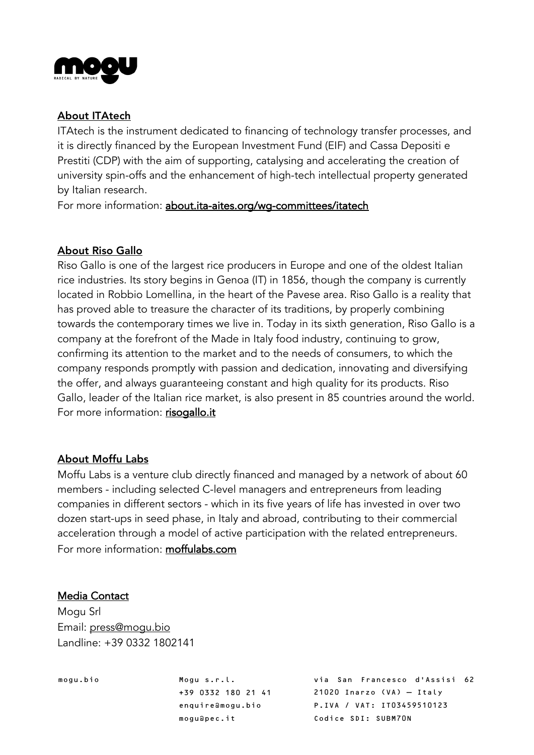## About ITAtech

ITAtech is the instrument dedicated to financing of technology transfer processes, and it is directly financed by the European Investment Fund (EIF) and Cassa Depositi e Prestiti (CDP) with the aim of supporting, catalysing and accelerating the creation of university spin-offs and the enhancement of high-tech intellectual property generated by Italian research.

For more information: **about.ita-aites.org/wg-committees/itatech**

## About Riso Gallo

Riso Gallo is one of the largest rice producers in Europe and one of the oldest Italian rice industries. Its story begins in Genoa (IT) in 1856, though the company is currently located in Robbio Lomellina, in the heart of the Pavese area. Riso Gallo is a reality that has proved able to treasure the character of its traditions, by properly combining towards the contemporary times we live in. Today in its sixth generation, Riso Gallo is a company at the forefront of the Made in Italy food industry, continuing to grow, confirming its attention to the market and to the needs of consumers, to which the company responds promptly with passion and dedication, innovating and diversifying the offer, and always guaranteeing constant and high quality for its products. Riso Gallo, leader of the Italian rice market, is also present in 85 countries around the world.

For more information: **risogallo.it**

## About Moffu Labs

Moffu Labs is a venture club directly financed and managed by a network of about 60 members - including selected C-level managers and entrepreneurs from leading companies in different sectors - which in its five years of life has invested in over two dozen start-ups in seed phase, in Italy and abroad, contributing to their commercial acceleration through a model of active participation with the related entrepreneurs.

For more information: **moffulabs.com**

## Media Contact

Mogu Srl
Email: press@mogu.bio
Landline: +39 0332 1802141

mogu.bio

Mogu s.r.l.
+39 0332 180 21 41
enquire@mogu.bio
mogu@pec.it

via San Francesco d'Assisi 62
21020 Inarzo (VA) — Italy
P.IVA / VAT: IT03459510123
Codice SDI: SUBM70N